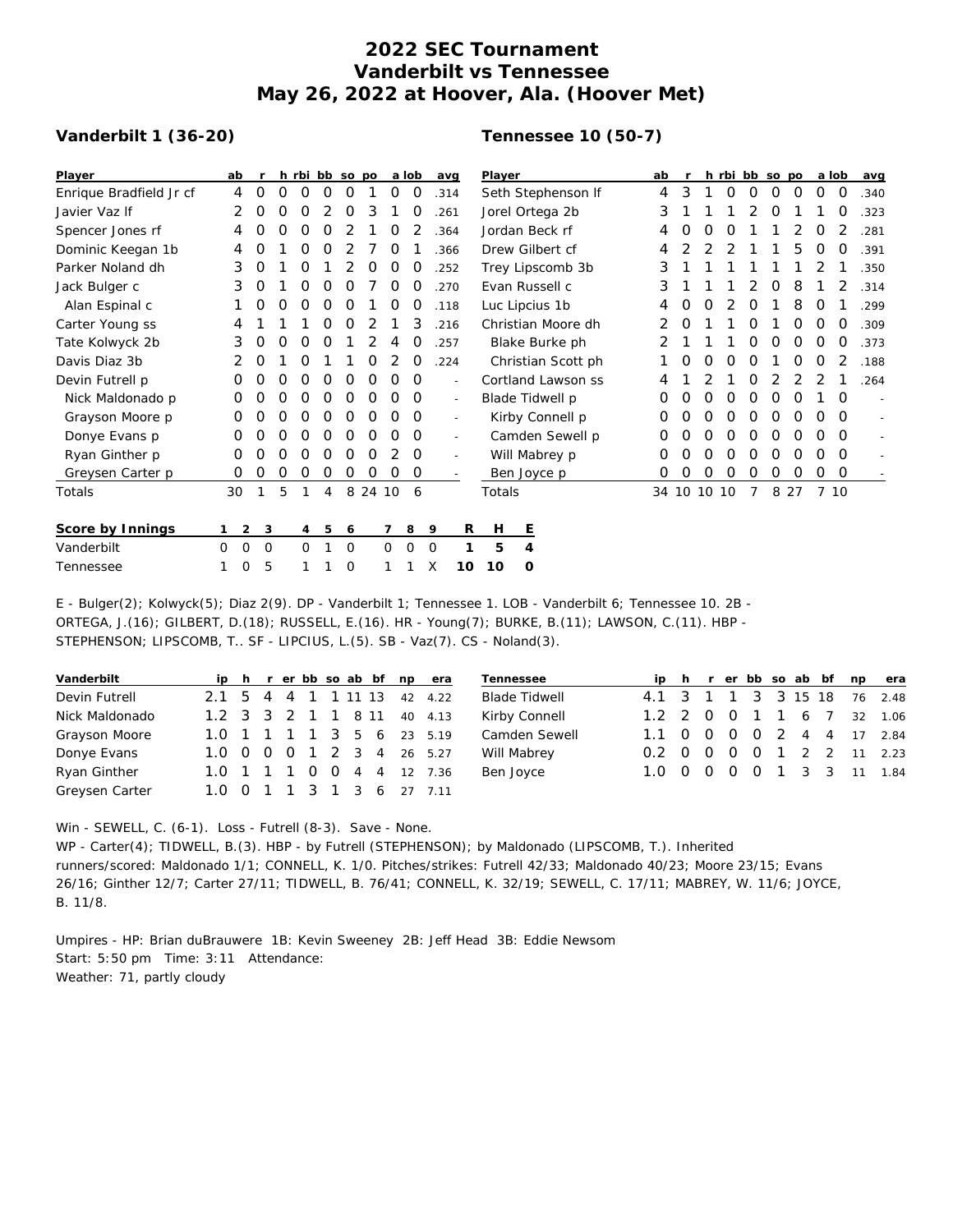# 2022 SEC Tournament
# Vanderbilt vs Tennessee
# May 26, 2022 at Hoover, Ala. (Hoover Met)

### Vanderbilt 1 (36-20)

| Player | ab | r | h | rbi | bb | so | po | a | lob | avg |
|---|---|---|---|---|---|---|---|---|---|---|
| Enrique Bradfield Jr cf | 4 | 0 | 0 | 0 | 0 | 0 | 1 | 0 | 0 | .314 |
| Javier Vaz lf | 2 | 0 | 0 | 0 | 2 | 0 | 3 | 1 | 0 | .261 |
| Spencer Jones rf | 4 | 0 | 0 | 0 | 0 | 2 | 1 | 0 | 2 | .364 |
| Dominic Keegan 1b | 4 | 0 | 1 | 0 | 0 | 2 | 7 | 0 | 1 | .366 |
| Parker Noland dh | 3 | 0 | 1 | 0 | 1 | 2 | 0 | 0 | 0 | .252 |
| Jack Bulger c | 3 | 0 | 1 | 0 | 0 | 0 | 7 | 0 | 0 | .270 |
| Alan Espinal c | 1 | 0 | 0 | 0 | 0 | 0 | 1 | 0 | 0 | .118 |
| Carter Young ss | 4 | 1 | 1 | 1 | 0 | 0 | 2 | 1 | 3 | .216 |
| Tate Kolwyck 2b | 3 | 0 | 0 | 0 | 0 | 1 | 2 | 4 | 0 | .257 |
| Davis Diaz 3b | 2 | 0 | 1 | 0 | 1 | 1 | 0 | 2 | 0 | .224 |
| Devin Futrell p | 0 | 0 | 0 | 0 | 0 | 0 | 0 | 0 | 0 | - |
| Nick Maldonado p | 0 | 0 | 0 | 0 | 0 | 0 | 0 | 0 | 0 | - |
| Grayson Moore p | 0 | 0 | 0 | 0 | 0 | 0 | 0 | 0 | 0 | - |
| Donye Evans p | 0 | 0 | 0 | 0 | 0 | 0 | 0 | 0 | 0 | - |
| Ryan Ginther p | 0 | 0 | 0 | 0 | 0 | 0 | 0 | 2 | 0 | - |
| Greysen Carter p | 0 | 0 | 0 | 0 | 0 | 0 | 0 | 0 | 0 | - |
| Totals | 30 | 1 | 5 | 1 | 4 | 8 | 24 | 10 | 6 | |

### Tennessee 10 (50-7)

| Player | ab | r | h | rbi | bb | so | po | a | lob | avg |
|---|---|---|---|---|---|---|---|---|---|---|
| Seth Stephenson lf | 4 | 3 | 1 | 0 | 0 | 0 | 0 | 0 | 0 | .340 |
| Jorel Ortega 2b | 3 | 1 | 1 | 1 | 2 | 0 | 1 | 1 | 0 | .323 |
| Jordan Beck rf | 4 | 0 | 0 | 0 | 1 | 1 | 2 | 0 | 2 | .281 |
| Drew Gilbert cf | 4 | 2 | 2 | 2 | 1 | 1 | 5 | 0 | 0 | .391 |
| Trey Lipscomb 3b | 3 | 1 | 1 | 1 | 1 | 1 | 1 | 2 | 1 | .350 |
| Evan Russell c | 3 | 1 | 1 | 1 | 2 | 0 | 8 | 1 | 2 | .314 |
| Luc Lipcius 1b | 4 | 0 | 0 | 2 | 0 | 1 | 8 | 0 | 1 | .299 |
| Christian Moore dh | 2 | 0 | 1 | 1 | 0 | 1 | 0 | 0 | 0 | .309 |
| Blake Burke ph | 2 | 1 | 1 | 1 | 0 | 0 | 0 | 0 | 0 | .373 |
| Christian Scott ph | 1 | 0 | 0 | 0 | 0 | 1 | 0 | 0 | 2 | .188 |
| Cortland Lawson ss | 4 | 1 | 2 | 1 | 0 | 2 | 2 | 2 | 1 | .264 |
| Blade Tidwell p | 0 | 0 | 0 | 0 | 0 | 0 | 0 | 1 | 0 | - |
| Kirby Connell p | 0 | 0 | 0 | 0 | 0 | 0 | 0 | 0 | 0 | - |
| Camden Sewell p | 0 | 0 | 0 | 0 | 0 | 0 | 0 | 0 | 0 | - |
| Will Mabrey p | 0 | 0 | 0 | 0 | 0 | 0 | 0 | 0 | 0 | - |
| Ben Joyce p | 0 | 0 | 0 | 0 | 0 | 0 | 0 | 0 | 0 | - |
| Totals | 34 | 10 | 10 | 10 | 7 | 8 | 27 | 7 | 10 | |

| Score by Innings | 1 | 2 | 3 | 4 | 5 | 6 | 7 | 8 | 9 | R | H | E |
|---|---|---|---|---|---|---|---|---|---|---|---|---|
| Vanderbilt | 0 | 0 | 0 | 0 | 1 | 0 | 0 | 0 | 0 | 1 | 5 | 4 |
| Tennessee | 1 | 0 | 5 | 1 | 1 | 0 | 1 | 1 | X | 10 | 10 | 0 |

E - Bulger(2); Kolwyck(5); Diaz 2(9). DP - Vanderbilt 1; Tennessee 1. LOB - Vanderbilt 6; Tennessee 10. 2B - ORTEGA, J.(16); GILBERT, D.(18); RUSSELL, E.(16). HR - Young(7); BURKE, B.(11); LAWSON, C.(11). HBP - STEPHENSON; LIPSCOMB, T.. SF - LIPCIUS, L.(5). SB - Vaz(7). CS - Noland(3).

| Vanderbilt | ip | h | r | er | bb | so | ab | bf | np | era |
|---|---|---|---|---|---|---|---|---|---|---|
| Devin Futrell | 2.1 | 5 | 4 | 4 | 1 | 1 | 11 | 13 | 42 | 4.22 |
| Nick Maldonado | 1.2 | 3 | 3 | 2 | 1 | 1 | 8 | 11 | 40 | 4.13 |
| Grayson Moore | 1.0 | 1 | 1 | 1 | 1 | 3 | 5 | 6 | 23 | 5.19 |
| Donye Evans | 1.0 | 0 | 0 | 0 | 1 | 2 | 3 | 4 | 26 | 5.27 |
| Ryan Ginther | 1.0 | 1 | 1 | 1 | 0 | 0 | 4 | 4 | 12 | 7.36 |
| Greysen Carter | 1.0 | 0 | 1 | 1 | 3 | 1 | 3 | 6 | 27 | 7.11 |

| Tennessee | ip | h | r | er | bb | so | ab | bf | np | era |
|---|---|---|---|---|---|---|---|---|---|---|
| Blade Tidwell | 4.1 | 3 | 1 | 1 | 3 | 3 | 15 | 18 | 76 | 2.48 |
| Kirby Connell | 1.2 | 2 | 0 | 0 | 1 | 1 | 6 | 7 | 32 | 1.06 |
| Camden Sewell | 1.1 | 0 | 0 | 0 | 0 | 2 | 4 | 4 | 17 | 2.84 |
| Will Mabrey | 0.2 | 0 | 0 | 0 | 0 | 1 | 2 | 2 | 11 | 2.23 |
| Ben Joyce | 1.0 | 0 | 0 | 0 | 0 | 1 | 3 | 3 | 11 | 1.84 |

Win - SEWELL, C. (6-1). Loss - Futrell (8-3). Save - None.
WP - Carter(4); TIDWELL, B.(3). HBP - by Futrell (STEPHENSON); by Maldonado (LIPSCOMB, T.). Inherited runners/scored: Maldonado 1/1; CONNELL, K. 1/0. Pitches/strikes: Futrell 42/33; Maldonado 40/23; Moore 23/15; Evans 26/16; Ginther 12/7; Carter 27/11; TIDWELL, B. 76/41; CONNELL, K. 32/19; SEWELL, C. 17/11; MABREY, W. 11/6; JOYCE, B. 11/8.

Umpires - HP: Brian duBrauwere 1B: Kevin Sweeney 2B: Jeff Head 3B: Eddie Newsom
Start: 5:50 pm Time: 3:11 Attendance:
Weather: 71, partly cloudy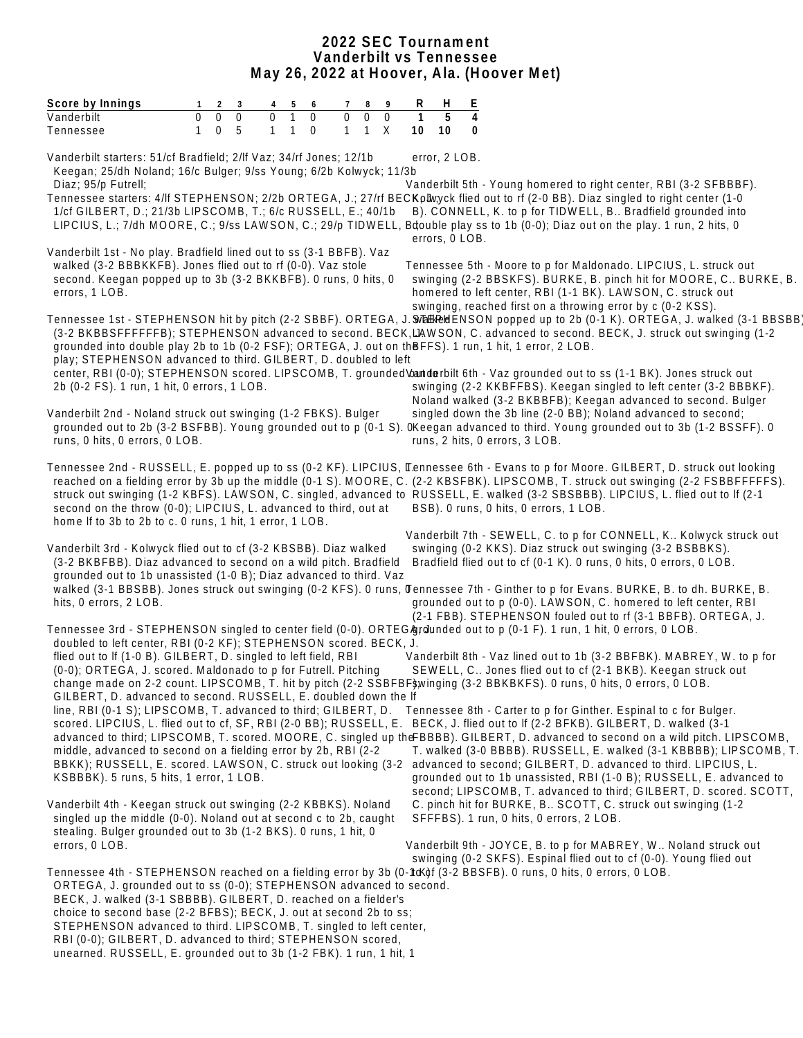# 2022 SEC Tournament
# Vanderbilt vs Tennessee
# May 26, 2022 at Hoover, Ala. (Hoover Met)

| Score by Innings | 1 | 2 | 3 | 4 | 5 | 6 | 7 | 8 | 9 | R | H | E |
|---|---|---|---|---|---|---|---|---|---|---|---|---|
| Vanderbilt | 0 | 0 | 0 | 0 | 1 | 0 | 0 | 0 | 0 | 1 | 5 | 4 |
| Tennessee | 1 | 0 | 5 | 1 | 1 | 0 | 1 | 1 | X | 10 | 10 | 0 |

Vanderbilt starters: 51/cf Bradfield; 2/lf Vaz; 34/rf Jones; 12/1b Keegan; 25/dh Noland; 16/c Bulger; 9/ss Young; 6/2b Kolwyck; 11/3b Diaz; 95/p Futrell;

Tennessee starters: 4/lf STEPHENSON; 2/2b ORTEGA, J.; 27/rf BECK, J.; 1/cf GILBERT, D.; 21/3b LIPSCOMB, T.; 6/c RUSSELL, E.; 40/1b LIPCIUS, L.; 7/dh MOORE, C.; 9/ss LAWSON, C.; 29/p TIDWELL, B.;

Vanderbilt 1st - No play. Bradfield lined out to ss (3-1 BBFB). Vaz walked (3-2 BBBKKFB). Jones flied out to rf (0-0). Vaz stole second. Keegan popped up to 3b (3-2 BKKBFB). 0 runs, 0 hits, 0 errors, 1 LOB.

Tennessee 1st - STEPHENSON hit by pitch (2-2 SBBF). ORTEGA, J. walked (3-2 BKBBSFFFFFB); STEPHENSON advanced to second. BECK, J. grounded into double play 2b to 1b (0-2 FSF); ORTEGA, J. out on the play; STEPHENSON advanced to third. GILBERT, D. doubled to left center, RBI (0-0); STEPHENSON scored. LIPSCOMB, T. grounded out to 2b (0-2 FS). 1 run, 1 hit, 0 errors, 1 LOB.

Vanderbilt 2nd - Noland struck out swinging (1-2 FBKS). Bulger grounded out to 2b (3-2 BSFBB). Young grounded out to p (0-1 S). 0 runs, 0 hits, 0 errors, 0 LOB.

Tennessee 2nd - RUSSELL, E. popped up to ss (0-2 KF). LIPCIUS, L. reached on a fielding error by 3b up the middle (0-1 S). MOORE, C. struck out swinging (1-2 KBFS). LAWSON, C. singled, advanced to second on the throw (0-0); LIPCIUS, L. advanced to third, out at home lf to 3b to 2b to c. 0 runs, 1 hit, 1 error, 1 LOB.

Vanderbilt 3rd - Kolwyck flied out to cf (3-2 KBSBB). Diaz walked (3-2 BKBFBB). Diaz advanced to second on a wild pitch. Bradfield grounded out to 1b unassisted (1-0 B); Diaz advanced to third. Vaz walked (3-1 BBSBB). Jones struck out swinging (0-2 KFS). 0 runs, 0 hits, 0 errors, 2 LOB.

Tennessee 3rd - STEPHENSON singled to center field (0-0). ORTEGA, J. doubled to left center, RBI (0-2 KF); STEPHENSON scored. BECK, J. flied out to lf (1-0 B). GILBERT, D. singled to left field, RBI (0-0); ORTEGA, J. scored. Maldonado to p for Futrell. Pitching change made on 2-2 count. LIPSCOMB, T. hit by pitch (2-2 SSBFBF); GILBERT, D. advanced to second. RUSSELL, E. doubled down the lf line, RBI (0-1 S); LIPSCOMB, T. advanced to third; GILBERT, D. scored. LIPCIUS, L. flied out to cf, SF, RBI (2-0 BB); RUSSELL, E. advanced to third; LIPSCOMB, T. scored. MOORE, C. singled up the middle, advanced to second on a fielding error by 2b, RBI (2-2 BBKK); RUSSELL, E. scored. LAWSON, C. struck out looking (3-2 KSBBBK). 5 runs, 5 hits, 1 error, 1 LOB.

Vanderbilt 4th - Keegan struck out swinging (2-2 KBBKS). Noland singled up the middle (0-0). Noland out at second c to 2b, caught stealing. Bulger grounded out to 3b (1-2 BKS). 0 runs, 1 hit, 0 errors, 0 LOB.

Tennessee 4th - STEPHENSON reached on a fielding error by 3b (0-1 K). ORTEGA, J. grounded out to ss (0-0); STEPHENSON advanced to second. BECK, J. walked (3-1 SBBBB). GILBERT, D. reached on a fielder's choice to second base (2-2 BFBS); BECK, J. out at second 2b to ss; STEPHENSON advanced to third. LIPSCOMB, T. singled to left center, RBI (0-0); GILBERT, D. advanced to third; STEPHENSON scored, unearned. RUSSELL, E. grounded out to 3b (1-2 FBK). 1 run, 1 hit, 1 error, 2 LOB.

Vanderbilt 5th - Young homered to right center, RBI (3-2 SFBBBF). Kolwyck flied out to rf (2-0 BB). Diaz singled to right center (1-0 B). CONNELL, K. to p for TIDWELL, B.. Bradfield grounded into double play ss to 1b (0-0); Diaz out on the play. 1 run, 2 hits, 0 errors, 0 LOB.

Tennessee 5th - Moore to p for Maldonado. LIPCIUS, L. struck out swinging (2-2 BBSKFS). BURKE, B. pinch hit for MOORE, C.. BURKE, B. homered to left center, RBI (1-1 BK). LAWSON, C. struck out swinging, reached first on a throwing error by c (0-2 KSS). STEPHENSON popped up to 2b (0-1 K). ORTEGA, J. walked (3-1 BBSBB); LAWSON, C. advanced to second. BECK, J. struck out swinging (1-2 BFFS). 1 run, 1 hit, 1 error, 2 LOB.

Vanderbilt 6th - Vaz grounded out to ss (1-1 BK). Jones struck out swinging (2-2 KKBFFBS). Keegan singled to left center (3-2 BBBKF). Noland walked (3-2 BKBBFB); Keegan advanced to second. Bulger singled down the 3b line (2-0 BB); Noland advanced to second; Keegan advanced to third. Young grounded out to 3b (1-2 BSSFF). 0 runs, 2 hits, 0 errors, 3 LOB.

Tennessee 6th - Evans to p for Moore. GILBERT, D. struck out looking (2-2 KBSFBK). LIPSCOMB, T. struck out swinging (2-2 FSBBFFFFFS). RUSSELL, E. walked (3-2 SBSBBB). LIPCIUS, L. flied out to lf (2-1 BSB). 0 runs, 0 hits, 0 errors, 1 LOB.

Vanderbilt 7th - SEWELL, C. to p for CONNELL, K.. Kolwyck struck out swinging (0-2 KKS). Diaz struck out swinging (3-2 BSBBKS). Bradfield flied out to cf (0-1 K). 0 runs, 0 hits, 0 errors, 0 LOB.

Tennessee 7th - Ginther to p for Evans. BURKE, B. to dh. BURKE, B. grounded out to p (0-0). LAWSON, C. homered to left center, RBI (2-1 FBB). STEPHENSON fouled out to rf (3-1 BBFB). ORTEGA, J. grounded out to p (0-1 F). 1 run, 1 hit, 0 errors, 0 LOB.

Vanderbilt 8th - Vaz lined out to 1b (3-2 BBFBK). MABREY, W. to p for SEWELL, C.. Jones flied out to cf (2-1 BKB). Keegan struck out swinging (3-2 BBKBKFS). 0 runs, 0 hits, 0 errors, 0 LOB.

Tennessee 8th - Carter to p for Ginther. Espinal to c for Bulger. BECK, J. flied out to lf (2-2 BFKB). GILBERT, D. walked (3-1 FBBBB). GILBERT, D. advanced to second on a wild pitch. LIPSCOMB, T. walked (3-0 BBBB). RUSSELL, E. walked (3-1 KBBBB); LIPSCOMB, T. advanced to second; GILBERT, D. advanced to third. LIPCIUS, L. grounded out to 1b unassisted, RBI (1-0 B); RUSSELL, E. advanced to second; LIPSCOMB, T. advanced to third; GILBERT, D. scored. SCOTT, C. pinch hit for BURKE, B.. SCOTT, C. struck out swinging (1-2 SFFFBS). 1 run, 0 hits, 0 errors, 2 LOB.

Vanderbilt 9th - JOYCE, B. to p for MABREY, W.. Noland struck out swinging (0-2 SKFS). Espinal flied out to cf (0-0). Young flied out to cf (3-2 BBSFB). 0 runs, 0 hits, 0 errors, 0 LOB.